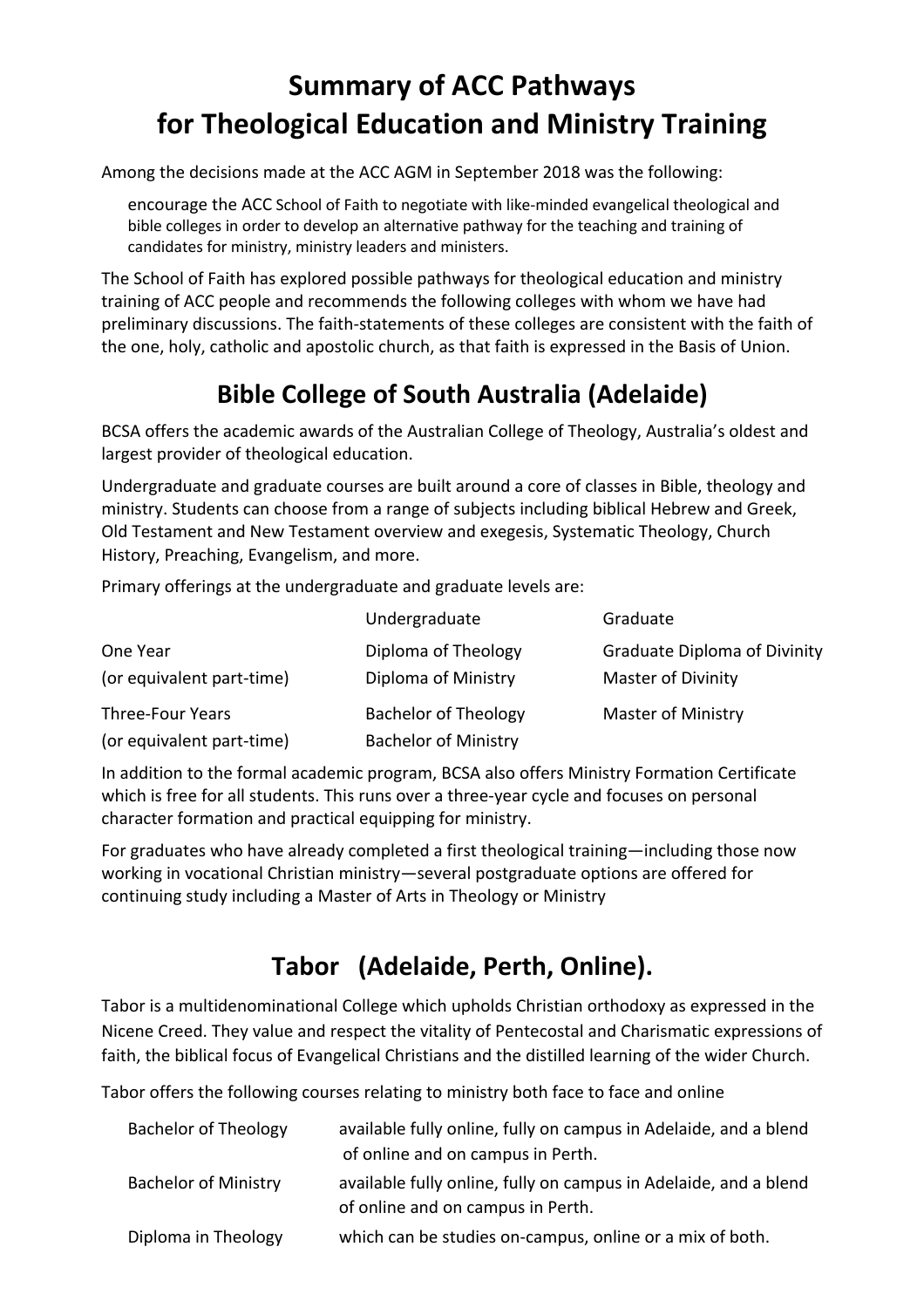# Summary of ACC Pathways for Theological Education and Ministry Training

Among the decisions made at the ACC AGM in September 2018 was the following:

> encourage the ACC School of Faith to negotiate with like-minded evangelical theological and bible colleges in order to develop an alternative pathway for the teaching and training of candidates for ministry, ministry leaders and ministers.

The School of Faith has explored possible pathways for theological education and ministry training of ACC people and recommends the following colleges with whom we have had preliminary discussions. The faith-statements of these colleges are consistent with the faith of the one, holy, catholic and apostolic church, as that faith is expressed in the Basis of Union.

## Bible College of South Australia (Adelaide)

BCSA offers the academic awards of the Australian College of Theology, Australia's oldest and largest provider of theological education.

Undergraduate and graduate courses are built around a core of classes in Bible, theology and ministry. Students can choose from a range of subjects including biblical Hebrew and Greek, Old Testament and New Testament overview and exegesis, Systematic Theology, Church History, Preaching, Evangelism, and more.

Primary offerings at the undergraduate and graduate levels are:

| | Undergraduate | Graduate |
|---|---|---|
| One Year | Diploma of Theology | Graduate Diploma of Divinity |
| (or equivalent part-time) | Diploma of Ministry | Master of Divinity |
| Three-Four Years | Bachelor of Theology | Master of Ministry |
| (or equivalent part-time) | Bachelor of Ministry | |

In addition to the formal academic program, BCSA also offers Ministry Formation Certificate which is free for all students. This runs over a three-year cycle and focuses on personal character formation and practical equipping for ministry.

For graduates who have already completed a first theological training—including those now working in vocational Christian ministry—several postgraduate options are offered for continuing study including a Master of Arts in Theology or Ministry

## Tabor (Adelaide, Perth, Online).

Tabor is a multidenominational College which upholds Christian orthodoxy as expressed in the Nicene Creed. They value and respect the vitality of Pentecostal and Charismatic expressions of faith, the biblical focus of Evangelical Christians and the distilled learning of the wider Church.

Tabor offers the following courses relating to ministry both face to face and online

| | |
|---|---|
| Bachelor of Theology | available fully online, fully on campus in Adelaide, and a blend of online and on campus in Perth. |
| Bachelor of Ministry | available fully online, fully on campus in Adelaide, and a blend of online and on campus in Perth. |
| Diploma in Theology | which can be studies on-campus, online or a mix of both. |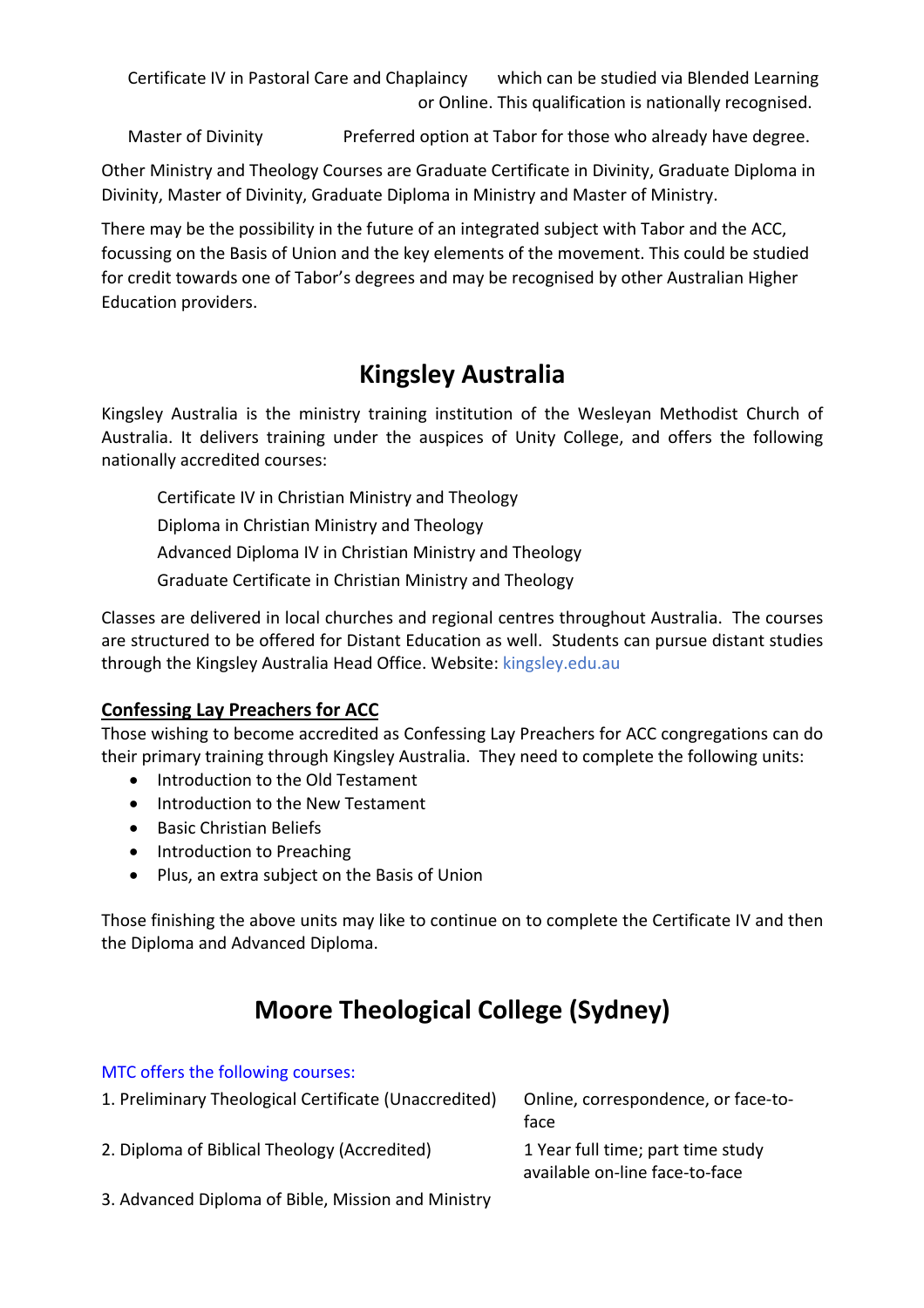| | |
|---|---|
| Certificate IV in Pastoral Care and Chaplaincy | which can be studied via Blended Learning or Online. This qualification is nationally recognised. |
| Master of Divinity | Preferred option at Tabor for those who already have degree. |

Other Ministry and Theology Courses are Graduate Certificate in Divinity, Graduate Diploma in Divinity, Master of Divinity, Graduate Diploma in Ministry and Master of Ministry.

There may be the possibility in the future of an integrated subject with Tabor and the ACC, focussing on the Basis of Union and the key elements of the movement. This could be studied for credit towards one of Tabor's degrees and may be recognised by other Australian Higher Education providers.

# Kingsley Australia

Kingsley Australia is the ministry training institution of the Wesleyan Methodist Church of Australia. It delivers training under the auspices of Unity College, and offers the following nationally accredited courses:

Certificate IV in Christian Ministry and Theology
Diploma in Christian Ministry and Theology
Advanced Diploma IV in Christian Ministry and Theology
Graduate Certificate in Christian Ministry and Theology

Classes are delivered in local churches and regional centres throughout Australia. The courses are structured to be offered for Distant Education as well. Students can pursue distant studies through the Kingsley Australia Head Office. Website: kingsley.edu.au

**Confessing Lay Preachers for ACC**

Those wishing to become accredited as Confessing Lay Preachers for ACC congregations can do their primary training through Kingsley Australia. They need to complete the following units:

- Introduction to the Old Testament
- Introduction to the New Testament
- Basic Christian Beliefs
- Introduction to Preaching
- Plus, an extra subject on the Basis of Union

Those finishing the above units may like to continue on to complete the Certificate IV and then the Diploma and Advanced Diploma.

# Moore Theological College (Sydney)

MTC offers the following courses:

| | |
|---|---|
| 1. Preliminary Theological Certificate (Unaccredited) | Online, correspondence, or face-to-face |
| 2. Diploma of Biblical Theology (Accredited) | 1 Year full time; part time study available on-line face-to-face |
| 3. Advanced Diploma of Bible, Mission and Ministry | |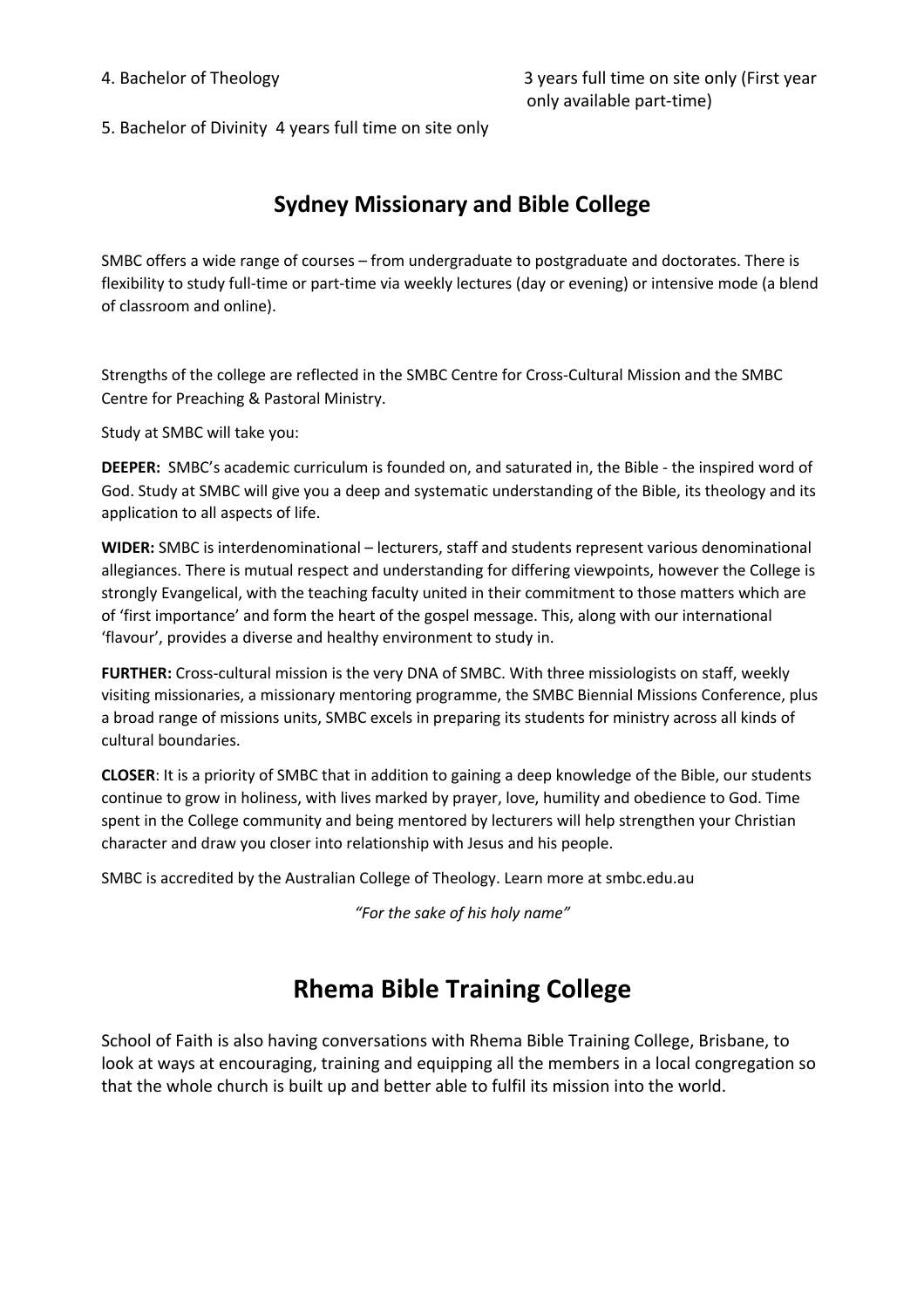4. Bachelor of Theology — 3 years full time on site only (First year only available part-time)

5. Bachelor of Divinity 4 years full time on site only

## Sydney Missionary and Bible College

SMBC offers a wide range of courses – from undergraduate to postgraduate and doctorates. There is flexibility to study full-time or part-time via weekly lectures (day or evening) or intensive mode (a blend of classroom and online).

Strengths of the college are reflected in the SMBC Centre for Cross-Cultural Mission and the SMBC Centre for Preaching & Pastoral Ministry.

Study at SMBC will take you:

**DEEPER:** SMBC's academic curriculum is founded on, and saturated in, the Bible - the inspired word of God. Study at SMBC will give you a deep and systematic understanding of the Bible, its theology and its application to all aspects of life.

**WIDER:** SMBC is interdenominational – lecturers, staff and students represent various denominational allegiances. There is mutual respect and understanding for differing viewpoints, however the College is strongly Evangelical, with the teaching faculty united in their commitment to those matters which are of 'first importance' and form the heart of the gospel message. This, along with our international 'flavour', provides a diverse and healthy environment to study in.

**FURTHER:** Cross-cultural mission is the very DNA of SMBC. With three missiologists on staff, weekly visiting missionaries, a missionary mentoring programme, the SMBC Biennial Missions Conference, plus a broad range of missions units, SMBC excels in preparing its students for ministry across all kinds of cultural boundaries.

**CLOSER**: It is a priority of SMBC that in addition to gaining a deep knowledge of the Bible, our students continue to grow in holiness, with lives marked by prayer, love, humility and obedience to God. Time spent in the College community and being mentored by lecturers will help strengthen your Christian character and draw you closer into relationship with Jesus and his people.

SMBC is accredited by the Australian College of Theology. Learn more at smbc.edu.au

*"For the sake of his holy name"*

## Rhema Bible Training College

School of Faith is also having conversations with Rhema Bible Training College, Brisbane, to look at ways at encouraging, training and equipping all the members in a local congregation so that the whole church is built up and better able to fulfil its mission into the world.